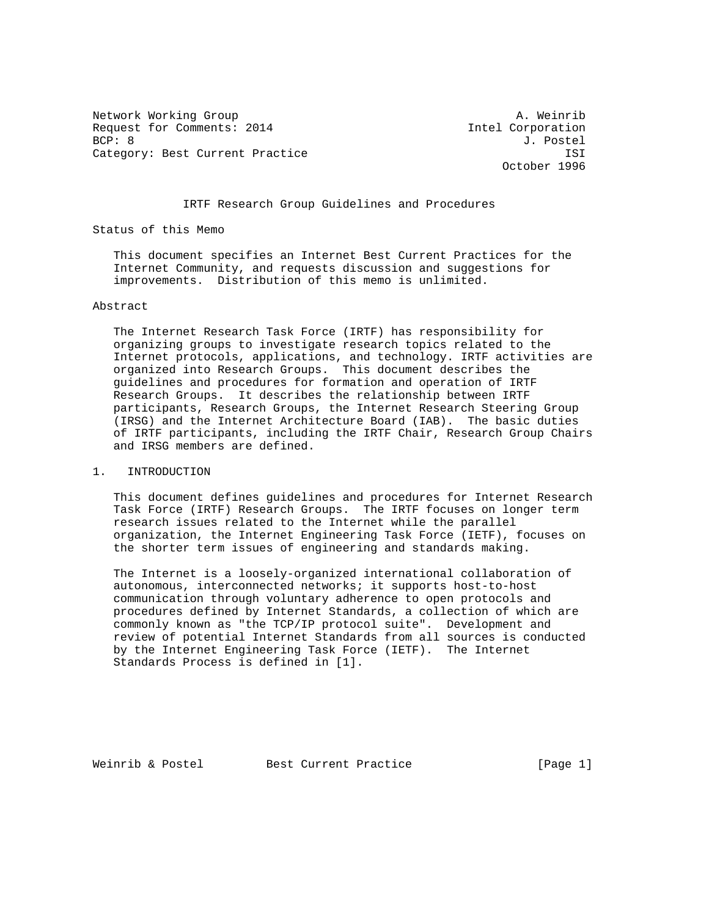Network Working Group A. Weinrib
Request for Comments: 2014 Intel Corporation
BCP: 8 J. Postel
Category: Best Current Practice ISI
October 1996

# IRTF Research Group Guidelines and Procedures

## Status of this Memo

This document specifies an Internet Best Current Practices for the Internet Community, and requests discussion and suggestions for improvements. Distribution of this memo is unlimited.

## Abstract

The Internet Research Task Force (IRTF) has responsibility for organizing groups to investigate research topics related to the Internet protocols, applications, and technology. IRTF activities are organized into Research Groups. This document describes the guidelines and procedures for formation and operation of IRTF Research Groups. It describes the relationship between IRTF participants, Research Groups, the Internet Research Steering Group (IRSG) and the Internet Architecture Board (IAB). The basic duties of IRTF participants, including the IRTF Chair, Research Group Chairs and IRSG members are defined.

## 1. INTRODUCTION

This document defines guidelines and procedures for Internet Research Task Force (IRTF) Research Groups. The IRTF focuses on longer term research issues related to the Internet while the parallel organization, the Internet Engineering Task Force (IETF), focuses on the shorter term issues of engineering and standards making.

The Internet is a loosely-organized international collaboration of autonomous, interconnected networks; it supports host-to-host communication through voluntary adherence to open protocols and procedures defined by Internet Standards, a collection of which are commonly known as "the TCP/IP protocol suite". Development and review of potential Internet Standards from all sources is conducted by the Internet Engineering Task Force (IETF). The Internet Standards Process is defined in [1].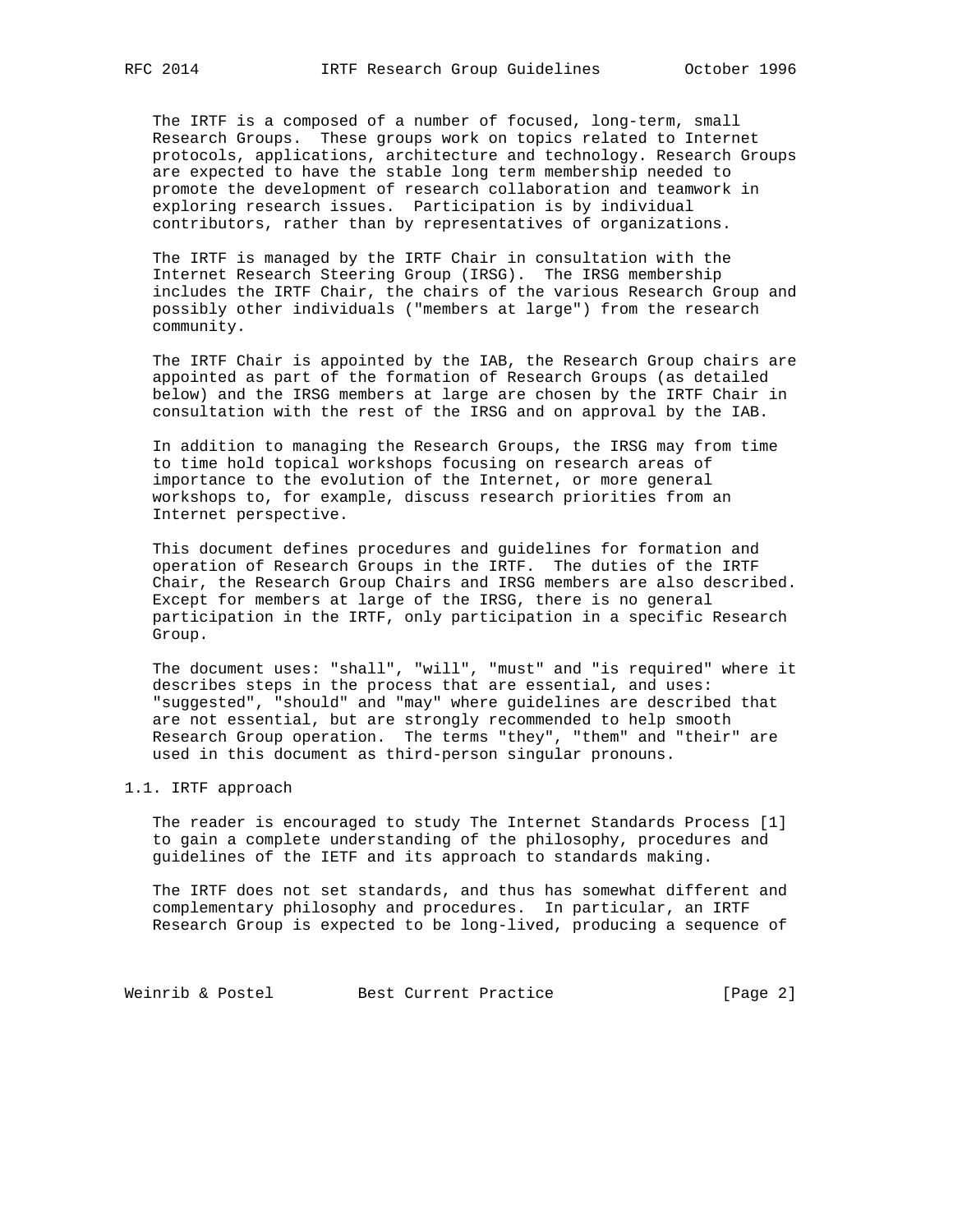The IRTF is a composed of a number of focused, long-term, small Research Groups. These groups work on topics related to Internet protocols, applications, architecture and technology. Research Groups are expected to have the stable long term membership needed to promote the development of research collaboration and teamwork in exploring research issues. Participation is by individual contributors, rather than by representatives of organizations.

The IRTF is managed by the IRTF Chair in consultation with the Internet Research Steering Group (IRSG). The IRSG membership includes the IRTF Chair, the chairs of the various Research Group and possibly other individuals ("members at large") from the research community.

The IRTF Chair is appointed by the IAB, the Research Group chairs are appointed as part of the formation of Research Groups (as detailed below) and the IRSG members at large are chosen by the IRTF Chair in consultation with the rest of the IRSG and on approval by the IAB.

In addition to managing the Research Groups, the IRSG may from time to time hold topical workshops focusing on research areas of importance to the evolution of the Internet, or more general workshops to, for example, discuss research priorities from an Internet perspective.

This document defines procedures and guidelines for formation and operation of Research Groups in the IRTF. The duties of the IRTF Chair, the Research Group Chairs and IRSG members are also described. Except for members at large of the IRSG, there is no general participation in the IRTF, only participation in a specific Research Group.

The document uses: "shall", "will", "must" and "is required" where it describes steps in the process that are essential, and uses: "suggested", "should" and "may" where guidelines are described that are not essential, but are strongly recommended to help smooth Research Group operation. The terms "they", "them" and "their" are used in this document as third-person singular pronouns.

## 1.1. IRTF approach

The reader is encouraged to study The Internet Standards Process [1] to gain a complete understanding of the philosophy, procedures and guidelines of the IETF and its approach to standards making.

The IRTF does not set standards, and thus has somewhat different and complementary philosophy and procedures. In particular, an IRTF Research Group is expected to be long-lived, producing a sequence of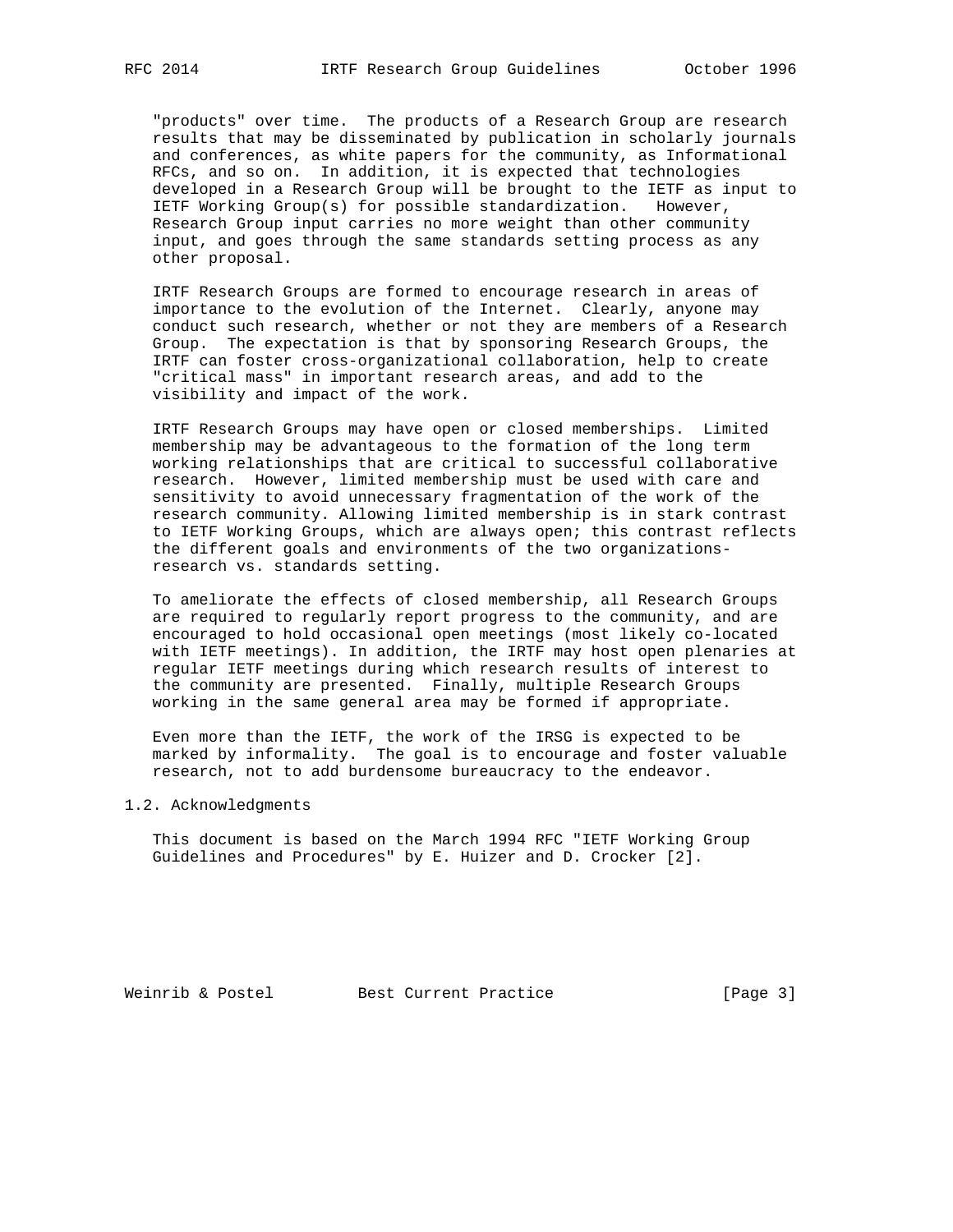"products" over time. The products of a Research Group are research results that may be disseminated by publication in scholarly journals and conferences, as white papers for the community, as Informational RFCs, and so on. In addition, it is expected that technologies developed in a Research Group will be brought to the IETF as input to IETF Working Group(s) for possible standardization. However, Research Group input carries no more weight than other community input, and goes through the same standards setting process as any other proposal.

IRTF Research Groups are formed to encourage research in areas of importance to the evolution of the Internet. Clearly, anyone may conduct such research, whether or not they are members of a Research Group. The expectation is that by sponsoring Research Groups, the IRTF can foster cross-organizational collaboration, help to create "critical mass" in important research areas, and add to the visibility and impact of the work.

IRTF Research Groups may have open or closed memberships. Limited membership may be advantageous to the formation of the long term working relationships that are critical to successful collaborative research. However, limited membership must be used with care and sensitivity to avoid unnecessary fragmentation of the work of the research community. Allowing limited membership is in stark contrast to IETF Working Groups, which are always open; this contrast reflects the different goals and environments of the two organizations- research vs. standards setting.

To ameliorate the effects of closed membership, all Research Groups are required to regularly report progress to the community, and are encouraged to hold occasional open meetings (most likely co-located with IETF meetings). In addition, the IRTF may host open plenaries at regular IETF meetings during which research results of interest to the community are presented. Finally, multiple Research Groups working in the same general area may be formed if appropriate.

Even more than the IETF, the work of the IRSG is expected to be marked by informality. The goal is to encourage and foster valuable research, not to add burdensome bureaucracy to the endeavor.

## 1.2. Acknowledgments

This document is based on the March 1994 RFC "IETF Working Group Guidelines and Procedures" by E. Huizer and D. Crocker [2].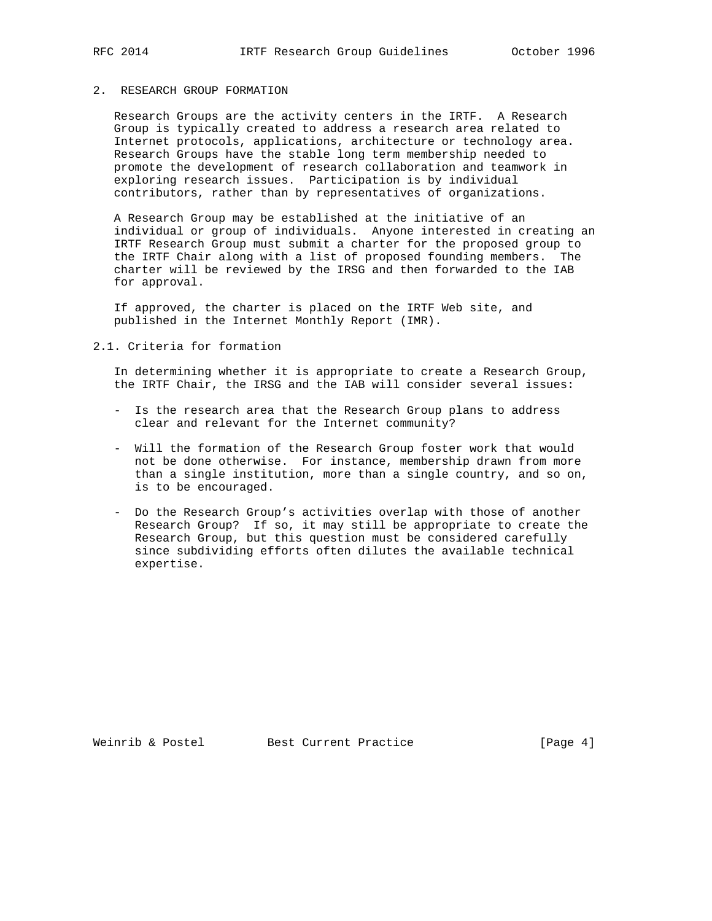## 2. RESEARCH GROUP FORMATION

Research Groups are the activity centers in the IRTF. A Research Group is typically created to address a research area related to Internet protocols, applications, architecture or technology area. Research Groups have the stable long term membership needed to promote the development of research collaboration and teamwork in exploring research issues. Participation is by individual contributors, rather than by representatives of organizations.

A Research Group may be established at the initiative of an individual or group of individuals. Anyone interested in creating an IRTF Research Group must submit a charter for the proposed group to the IRTF Chair along with a list of proposed founding members. The charter will be reviewed by the IRSG and then forwarded to the IAB for approval.

If approved, the charter is placed on the IRTF Web site, and published in the Internet Monthly Report (IMR).

### 2.1. Criteria for formation

In determining whether it is appropriate to create a Research Group, the IRTF Chair, the IRSG and the IAB will consider several issues:

- Is the research area that the Research Group plans to address clear and relevant for the Internet community?

- Will the formation of the Research Group foster work that would not be done otherwise. For instance, membership drawn from more than a single institution, more than a single country, and so on, is to be encouraged.

- Do the Research Group's activities overlap with those of another Research Group? If so, it may still be appropriate to create the Research Group, but this question must be considered carefully since subdividing efforts often dilutes the available technical expertise.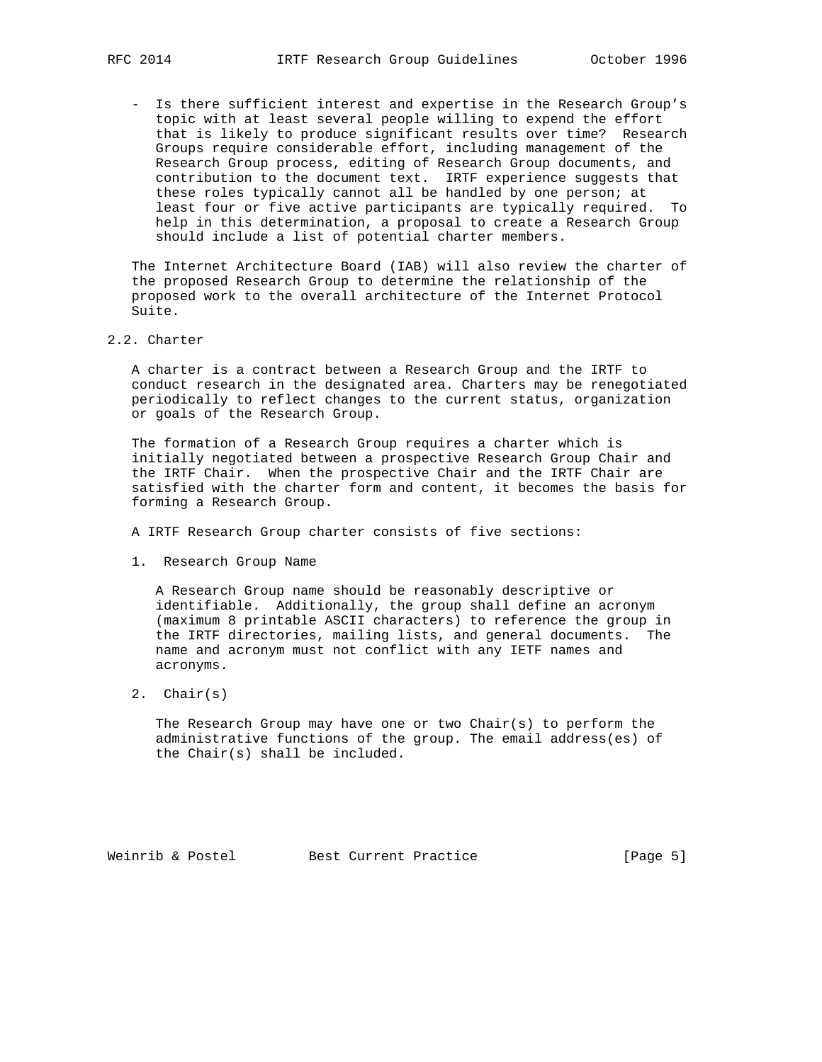- Is there sufficient interest and expertise in the Research Group's topic with at least several people willing to expend the effort that is likely to produce significant results over time? Research Groups require considerable effort, including management of the Research Group process, editing of Research Group documents, and contribution to the document text. IRTF experience suggests that these roles typically cannot all be handled by one person; at least four or five active participants are typically required. To help in this determination, a proposal to create a Research Group should include a list of potential charter members.

The Internet Architecture Board (IAB) will also review the charter of the proposed Research Group to determine the relationship of the proposed work to the overall architecture of the Internet Protocol Suite.

## 2.2. Charter

A charter is a contract between a Research Group and the IRTF to conduct research in the designated area. Charters may be renegotiated periodically to reflect changes to the current status, organization or goals of the Research Group.

The formation of a Research Group requires a charter which is initially negotiated between a prospective Research Group Chair and the IRTF Chair. When the prospective Chair and the IRTF Chair are satisfied with the charter form and content, it becomes the basis for forming a Research Group.

A IRTF Research Group charter consists of five sections:

1. Research Group Name

   A Research Group name should be reasonably descriptive or identifiable. Additionally, the group shall define an acronym (maximum 8 printable ASCII characters) to reference the group in the IRTF directories, mailing lists, and general documents. The name and acronym must not conflict with any IETF names and acronyms.

2. Chair(s)

   The Research Group may have one or two Chair(s) to perform the administrative functions of the group. The email address(es) of the Chair(s) shall be included.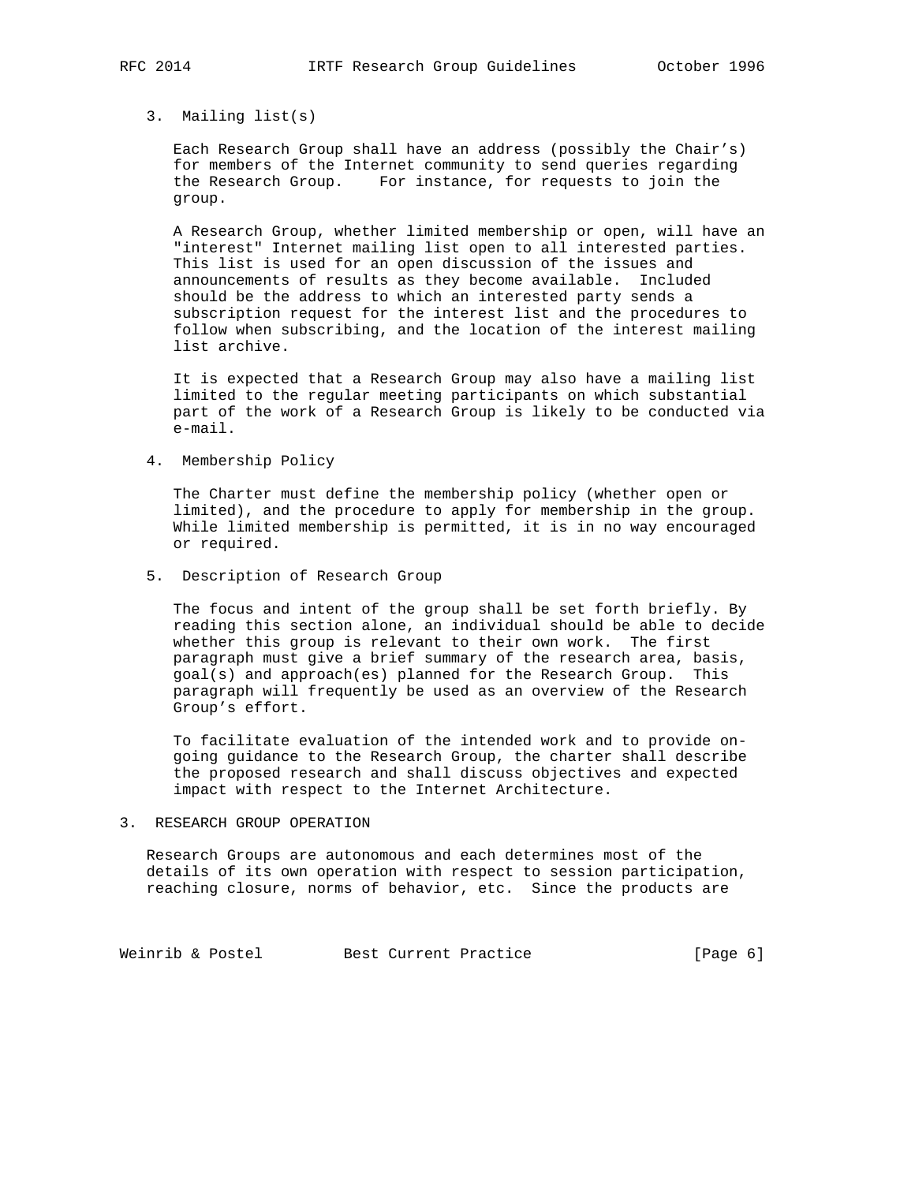3. Mailing list(s)

Each Research Group shall have an address (possibly the Chair's) for members of the Internet community to send queries regarding the Research Group. For instance, for requests to join the group.

A Research Group, whether limited membership or open, will have an "interest" Internet mailing list open to all interested parties. This list is used for an open discussion of the issues and announcements of results as they become available. Included should be the address to which an interested party sends a subscription request for the interest list and the procedures to follow when subscribing, and the location of the interest mailing list archive.

It is expected that a Research Group may also have a mailing list limited to the regular meeting participants on which substantial part of the work of a Research Group is likely to be conducted via e-mail.

4. Membership Policy

The Charter must define the membership policy (whether open or limited), and the procedure to apply for membership in the group. While limited membership is permitted, it is in no way encouraged or required.

5. Description of Research Group

The focus and intent of the group shall be set forth briefly. By reading this section alone, an individual should be able to decide whether this group is relevant to their own work. The first paragraph must give a brief summary of the research area, basis, goal(s) and approach(es) planned for the Research Group. This paragraph will frequently be used as an overview of the Research Group's effort.

To facilitate evaluation of the intended work and to provide on-going guidance to the Research Group, the charter shall describe the proposed research and shall discuss objectives and expected impact with respect to the Internet Architecture.

## 3. RESEARCH GROUP OPERATION

Research Groups are autonomous and each determines most of the details of its own operation with respect to session participation, reaching closure, norms of behavior, etc. Since the products are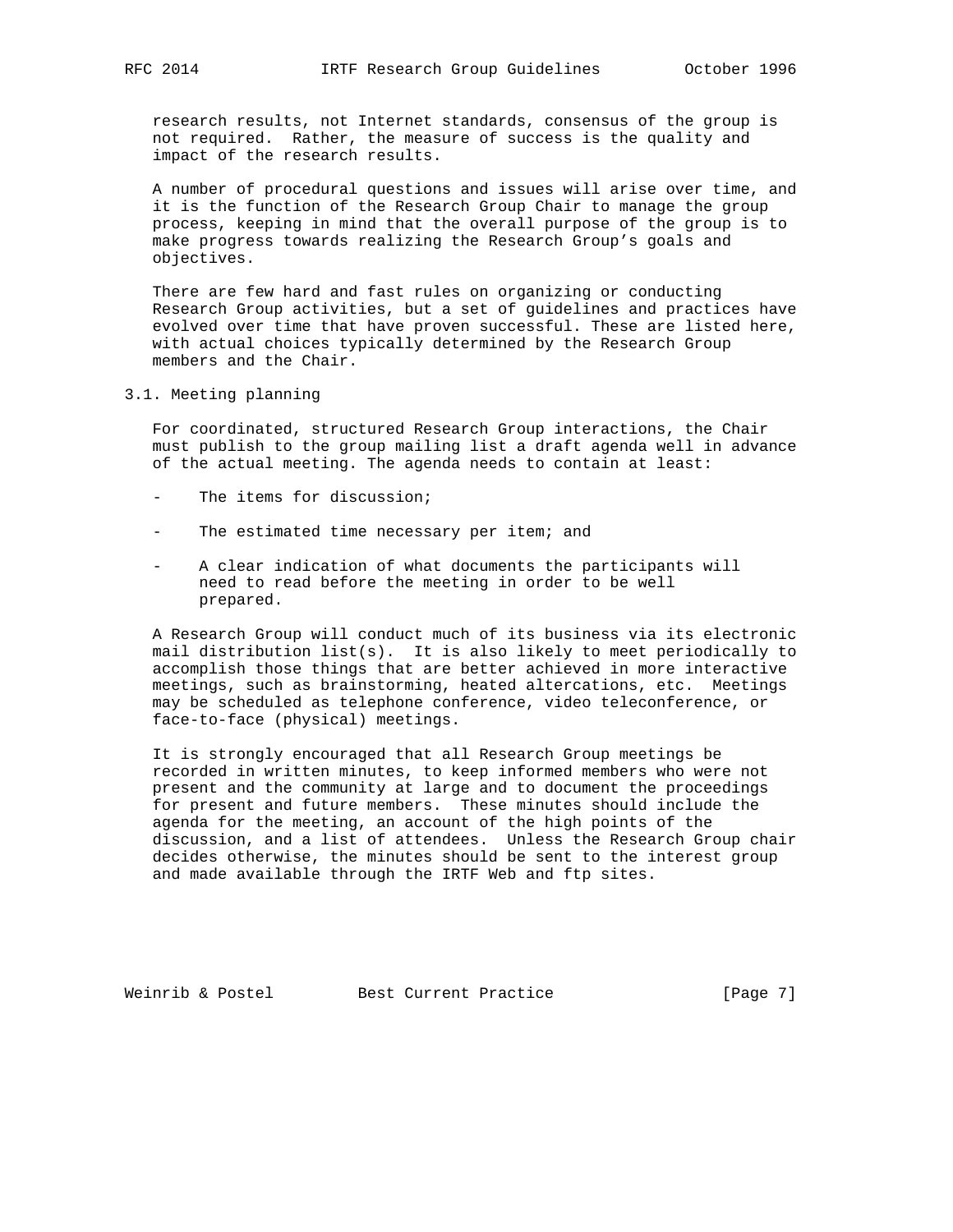research results, not Internet standards, consensus of the group is not required. Rather, the measure of success is the quality and impact of the research results.

A number of procedural questions and issues will arise over time, and it is the function of the Research Group Chair to manage the group process, keeping in mind that the overall purpose of the group is to make progress towards realizing the Research Group's goals and objectives.

There are few hard and fast rules on organizing or conducting Research Group activities, but a set of guidelines and practices have evolved over time that have proven successful. These are listed here, with actual choices typically determined by the Research Group members and the Chair.

### 3.1. Meeting planning

For coordinated, structured Research Group interactions, the Chair must publish to the group mailing list a draft agenda well in advance of the actual meeting. The agenda needs to contain at least:

- The items for discussion;
- The estimated time necessary per item; and
- A clear indication of what documents the participants will need to read before the meeting in order to be well prepared.

A Research Group will conduct much of its business via its electronic mail distribution list(s). It is also likely to meet periodically to accomplish those things that are better achieved in more interactive meetings, such as brainstorming, heated altercations, etc. Meetings may be scheduled as telephone conference, video teleconference, or face-to-face (physical) meetings.

It is strongly encouraged that all Research Group meetings be recorded in written minutes, to keep informed members who were not present and the community at large and to document the proceedings for present and future members. These minutes should include the agenda for the meeting, an account of the high points of the discussion, and a list of attendees. Unless the Research Group chair decides otherwise, the minutes should be sent to the interest group and made available through the IRTF Web and ftp sites.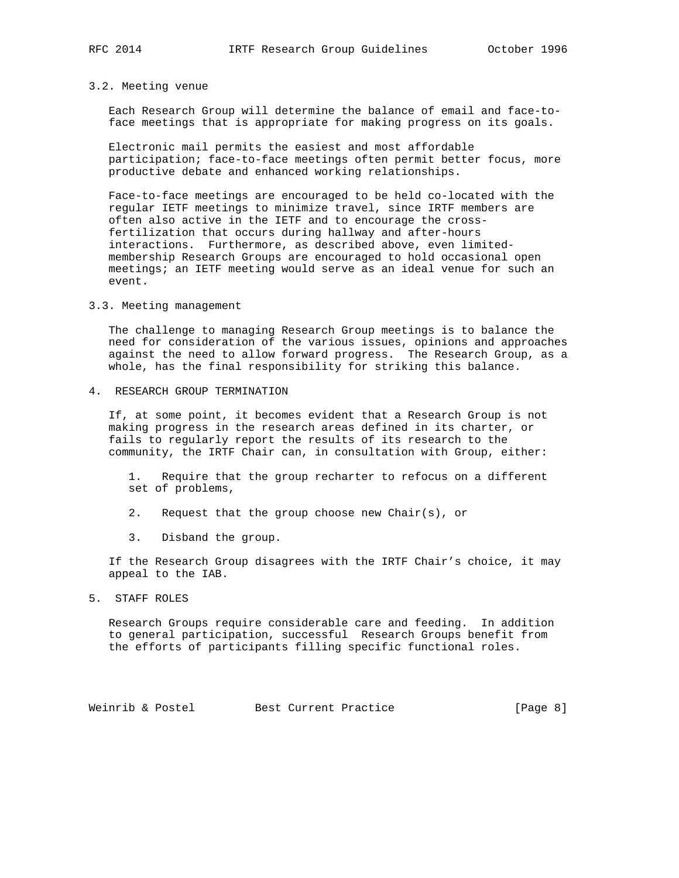### 3.2. Meeting venue

Each Research Group will determine the balance of email and face-to-face meetings that is appropriate for making progress on its goals.

Electronic mail permits the easiest and most affordable participation; face-to-face meetings often permit better focus, more productive debate and enhanced working relationships.

Face-to-face meetings are encouraged to be held co-located with the regular IETF meetings to minimize travel, since IRTF members are often also active in the IETF and to encourage the cross-fertilization that occurs during hallway and after-hours interactions. Furthermore, as described above, even limited-membership Research Groups are encouraged to hold occasional open meetings; an IETF meeting would serve as an ideal venue for such an event.

### 3.3. Meeting management

The challenge to managing Research Group meetings is to balance the need for consideration of the various issues, opinions and approaches against the need to allow forward progress. The Research Group, as a whole, has the final responsibility for striking this balance.

## 4. RESEARCH GROUP TERMINATION

If, at some point, it becomes evident that a Research Group is not making progress in the research areas defined in its charter, or fails to regularly report the results of its research to the community, the IRTF Chair can, in consultation with Group, either:

1. Require that the group recharter to refocus on a different set of problems,

2. Request that the group choose new Chair(s), or

3. Disband the group.

If the Research Group disagrees with the IRTF Chair's choice, it may appeal to the IAB.

## 5. STAFF ROLES

Research Groups require considerable care and feeding. In addition to general participation, successful Research Groups benefit from the efforts of participants filling specific functional roles.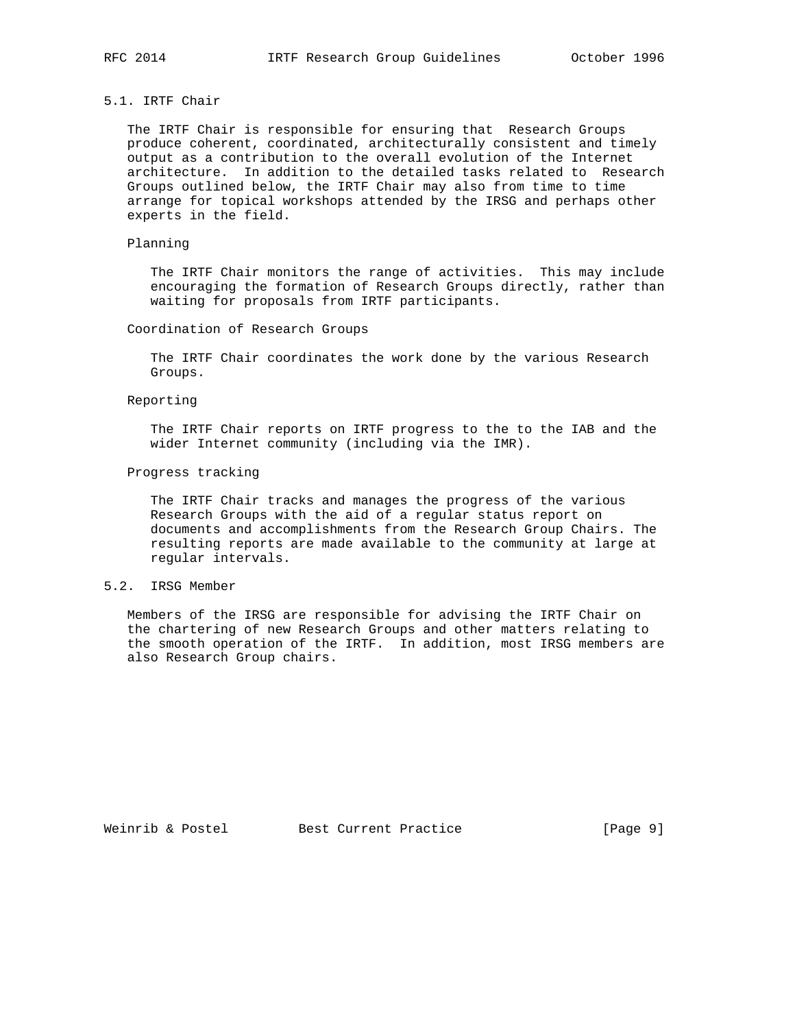### 5.1. IRTF Chair

The IRTF Chair is responsible for ensuring that Research Groups produce coherent, coordinated, architecturally consistent and timely output as a contribution to the overall evolution of the Internet architecture. In addition to the detailed tasks related to Research Groups outlined below, the IRTF Chair may also from time to time arrange for topical workshops attended by the IRSG and perhaps other experts in the field.

Planning

The IRTF Chair monitors the range of activities. This may include encouraging the formation of Research Groups directly, rather than waiting for proposals from IRTF participants.

Coordination of Research Groups

The IRTF Chair coordinates the work done by the various Research Groups.

Reporting

The IRTF Chair reports on IRTF progress to the to the IAB and the wider Internet community (including via the IMR).

Progress tracking

The IRTF Chair tracks and manages the progress of the various Research Groups with the aid of a regular status report on documents and accomplishments from the Research Group Chairs. The resulting reports are made available to the community at large at regular intervals.

### 5.2. IRSG Member

Members of the IRSG are responsible for advising the IRTF Chair on the chartering of new Research Groups and other matters relating to the smooth operation of the IRTF. In addition, most IRSG members are also Research Group chairs.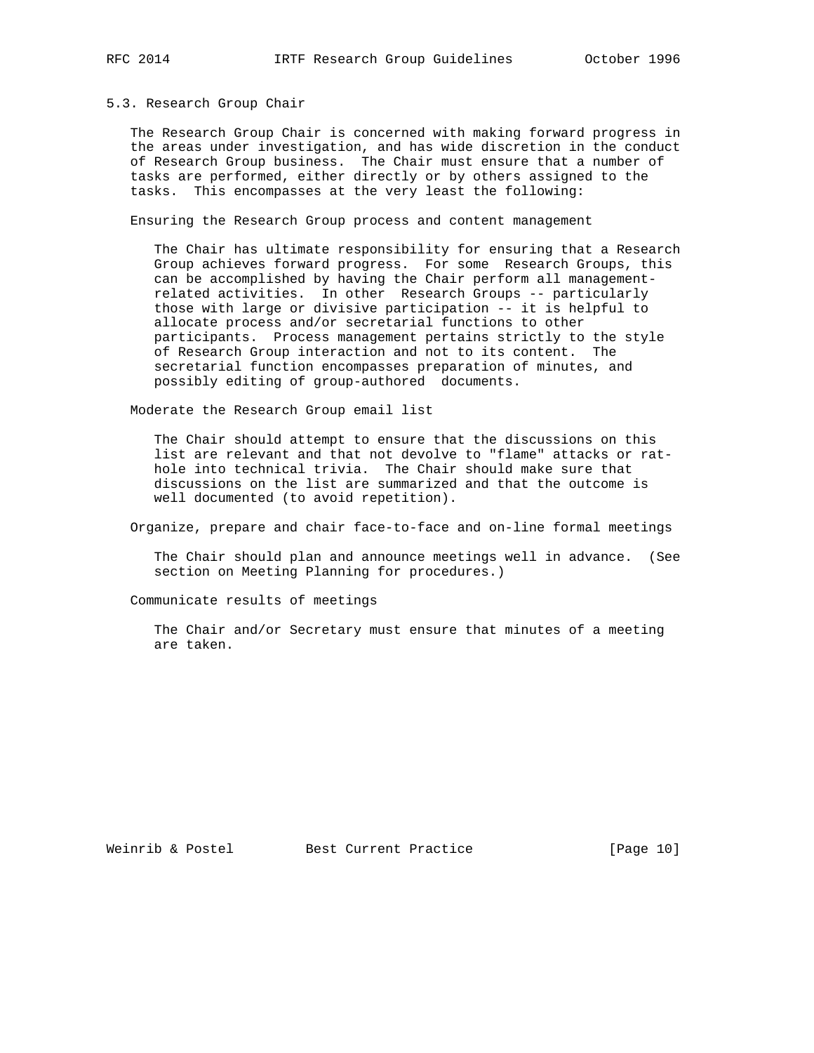### 5.3. Research Group Chair

The Research Group Chair is concerned with making forward progress in the areas under investigation, and has wide discretion in the conduct of Research Group business. The Chair must ensure that a number of tasks are performed, either directly or by others assigned to the tasks. This encompasses at the very least the following:

Ensuring the Research Group process and content management

> The Chair has ultimate responsibility for ensuring that a Research Group achieves forward progress. For some Research Groups, this can be accomplished by having the Chair perform all management-related activities. In other Research Groups -- particularly those with large or divisive participation -- it is helpful to allocate process and/or secretarial functions to other participants. Process management pertains strictly to the style of Research Group interaction and not to its content. The secretarial function encompasses preparation of minutes, and possibly editing of group-authored documents.

Moderate the Research Group email list

> The Chair should attempt to ensure that the discussions on this list are relevant and that not devolve to "flame" attacks or rat-hole into technical trivia. The Chair should make sure that discussions on the list are summarized and that the outcome is well documented (to avoid repetition).

Organize, prepare and chair face-to-face and on-line formal meetings

> The Chair should plan and announce meetings well in advance. (See section on Meeting Planning for procedures.)

Communicate results of meetings

> The Chair and/or Secretary must ensure that minutes of a meeting are taken.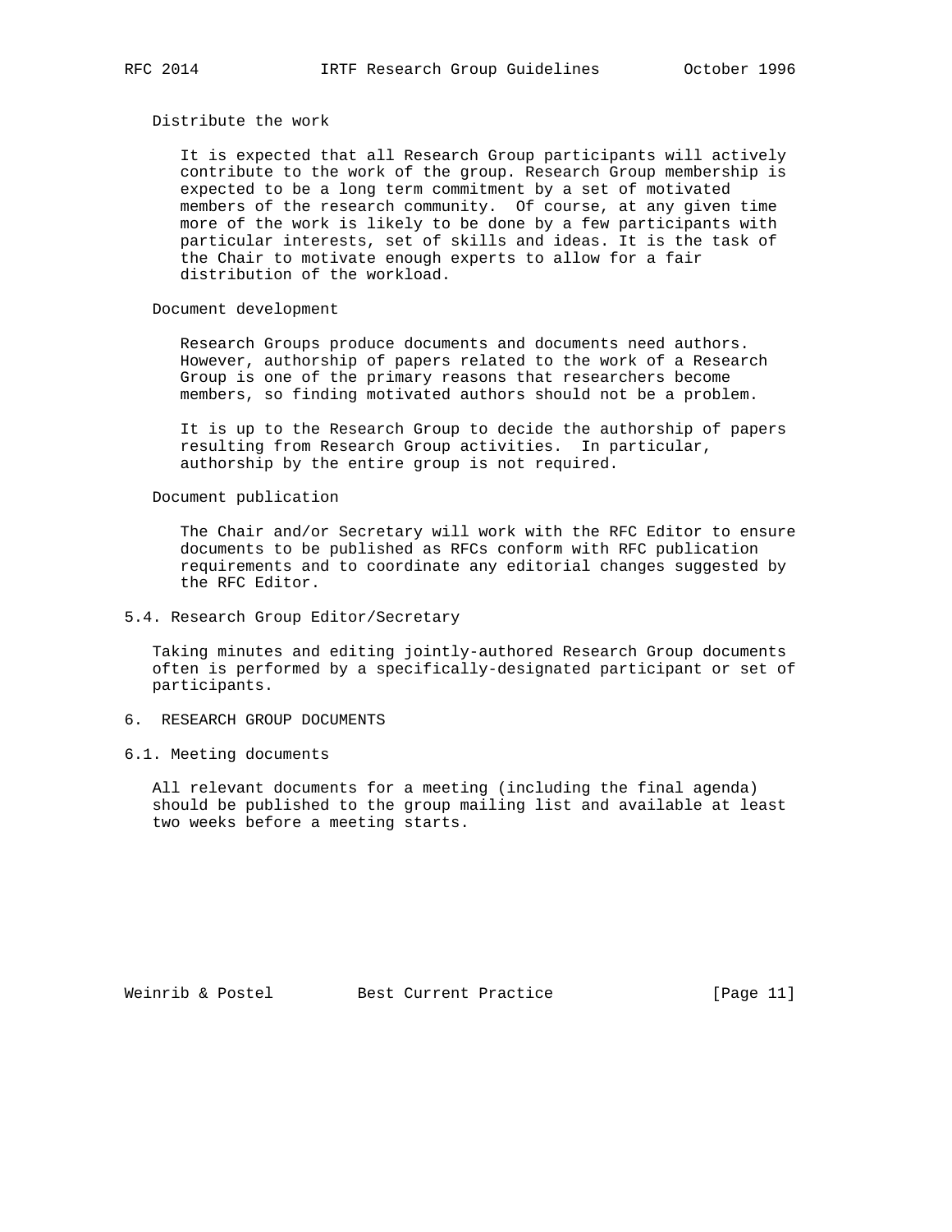Distribute the work

It is expected that all Research Group participants will actively contribute to the work of the group. Research Group membership is expected to be a long term commitment by a set of motivated members of the research community. Of course, at any given time more of the work is likely to be done by a few participants with particular interests, set of skills and ideas. It is the task of the Chair to motivate enough experts to allow for a fair distribution of the workload.

Document development

Research Groups produce documents and documents need authors. However, authorship of papers related to the work of a Research Group is one of the primary reasons that researchers become members, so finding motivated authors should not be a problem.

It is up to the Research Group to decide the authorship of papers resulting from Research Group activities. In particular, authorship by the entire group is not required.

Document publication

The Chair and/or Secretary will work with the RFC Editor to ensure documents to be published as RFCs conform with RFC publication requirements and to coordinate any editorial changes suggested by the RFC Editor.

### 5.4. Research Group Editor/Secretary

Taking minutes and editing jointly-authored Research Group documents often is performed by a specifically-designated participant or set of participants.

## 6. RESEARCH GROUP DOCUMENTS

### 6.1. Meeting documents

All relevant documents for a meeting (including the final agenda) should be published to the group mailing list and available at least two weeks before a meeting starts.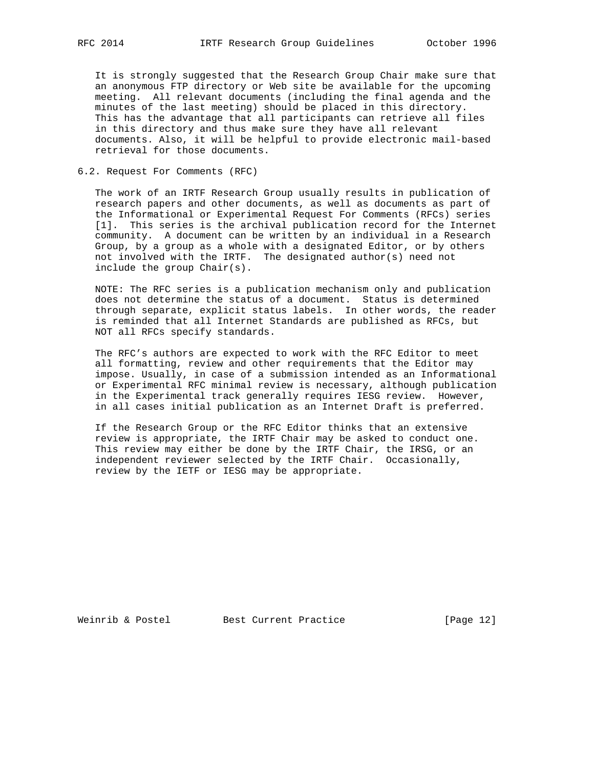It is strongly suggested that the Research Group Chair make sure that an anonymous FTP directory or Web site be available for the upcoming meeting. All relevant documents (including the final agenda and the minutes of the last meeting) should be placed in this directory. This has the advantage that all participants can retrieve all files in this directory and thus make sure they have all relevant documents. Also, it will be helpful to provide electronic mail-based retrieval for those documents.

## 6.2. Request For Comments (RFC)

The work of an IRTF Research Group usually results in publication of research papers and other documents, as well as documents as part of the Informational or Experimental Request For Comments (RFCs) series [1]. This series is the archival publication record for the Internet community. A document can be written by an individual in a Research Group, by a group as a whole with a designated Editor, or by others not involved with the IRTF. The designated author(s) need not include the group Chair(s).

NOTE: The RFC series is a publication mechanism only and publication does not determine the status of a document. Status is determined through separate, explicit status labels. In other words, the reader is reminded that all Internet Standards are published as RFCs, but NOT all RFCs specify standards.

The RFC's authors are expected to work with the RFC Editor to meet all formatting, review and other requirements that the Editor may impose. Usually, in case of a submission intended as an Informational or Experimental RFC minimal review is necessary, although publication in the Experimental track generally requires IESG review. However, in all cases initial publication as an Internet Draft is preferred.

If the Research Group or the RFC Editor thinks that an extensive review is appropriate, the IRTF Chair may be asked to conduct one. This review may either be done by the IRTF Chair, the IRSG, or an independent reviewer selected by the IRTF Chair. Occasionally, review by the IETF or IESG may be appropriate.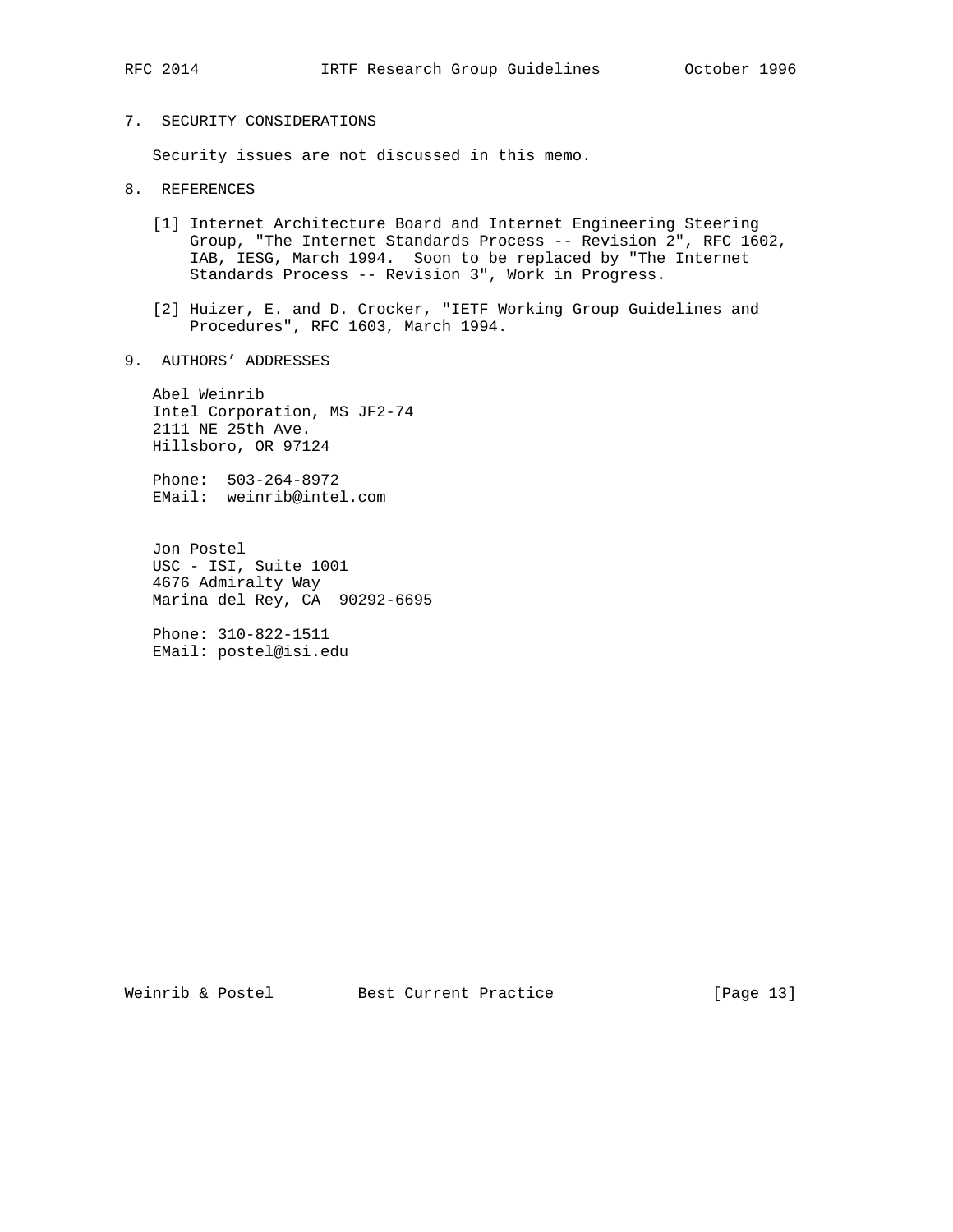## 7. SECURITY CONSIDERATIONS

Security issues are not discussed in this memo.

## 8. REFERENCES

[1] Internet Architecture Board and Internet Engineering Steering Group, "The Internet Standards Process -- Revision 2", RFC 1602, IAB, IESG, March 1994. Soon to be replaced by "The Internet Standards Process -- Revision 3", Work in Progress.

[2] Huizer, E. and D. Crocker, "IETF Working Group Guidelines and Procedures", RFC 1603, March 1994.

## 9. AUTHORS’ ADDRESSES

Abel Weinrib
Intel Corporation, MS JF2-74
2111 NE 25th Ave.
Hillsboro, OR 97124

Phone: 503-264-8972
EMail: weinrib@intel.com

Jon Postel
USC - ISI, Suite 1001
4676 Admiralty Way
Marina del Rey, CA 90292-6695

Phone: 310-822-1511
EMail: postel@isi.edu